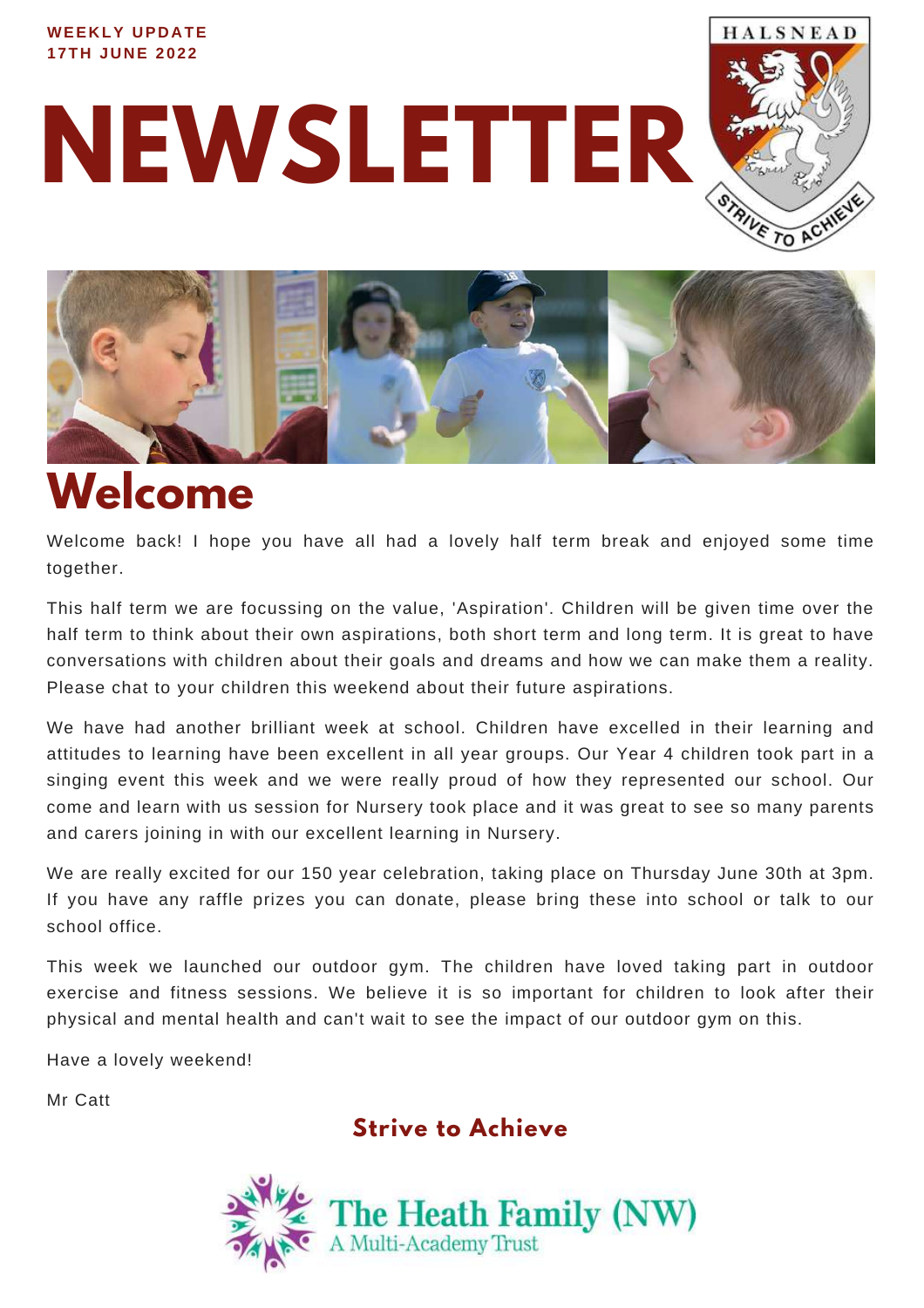**WEEKLY UPDATE**
**17TH JUNE 2022**

# NEWSLETTER

HALSNEAD

STRIVE TO ACHIEVE

## Welcome

Welcome back! I hope you have all had a lovely half term break and enjoyed some time together.

This half term we are focussing on the value, 'Aspiration'. Children will be given time over the half term to think about their own aspirations, both short term and long term. It is great to have conversations with children about their goals and dreams and how we can make them a reality. Please chat to your children this weekend about their future aspirations.

We have had another brilliant week at school. Children have excelled in their learning and attitudes to learning have been excellent in all year groups. Our Year 4 children took part in a singing event this week and we were really proud of how they represented our school. Our come and learn with us session for Nursery took place and it was great to see so many parents and carers joining in with our excellent learning in Nursery.

We are really excited for our 150 year celebration, taking place on Thursday June 30th at 3pm. If you have any raffle prizes you can donate, please bring these into school or talk to our school office.

This week we launched our outdoor gym. The children have loved taking part in outdoor exercise and fitness sessions. We believe it is so important for children to look after their physical and mental health and can't wait to see the impact of our outdoor gym on this.

Have a lovely weekend!

Mr Catt

**Strive to Achieve**

The Heath Family (NW)
A Multi-Academy Trust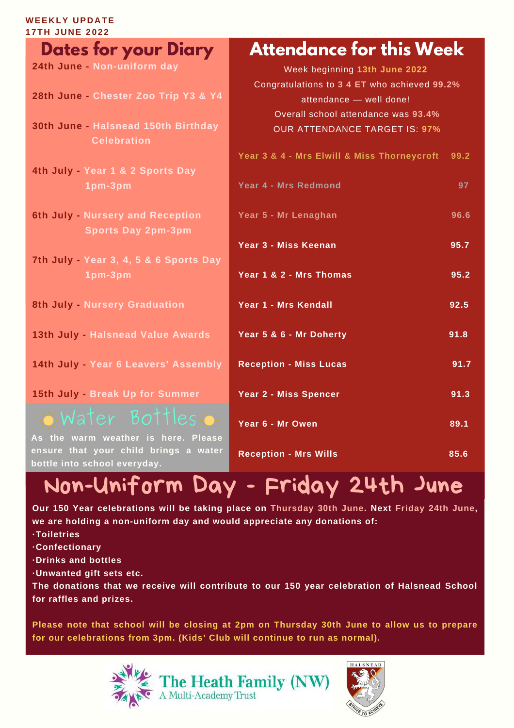WEEKLY UPDATE
17TH JUNE 2022

## Dates for your Diary

**24th June** - Non-uniform day

**28th June** - Chester Zoo Trip Y3 & Y4

**30th June** - Halsnead 150th Birthday Celebration

**4th July** - Year 1 & 2 Sports Day 1pm-3pm

**6th July** - Nursery and Reception Sports Day 2pm-3pm

**7th July** - Year 3, 4, 5 & 6 Sports Day 1pm-3pm

**8th July** - Nursery Graduation

**13th July** - Halsnead Value Awards

**14th July** - Year 6 Leavers' Assembly

**15th July** - Break Up for Summer

## Water Bottles

As the warm weather is here. Please ensure that your child brings a water bottle into school everyday.

## Attendance for this Week

Week beginning **13th June 2022**

Congratulations to **3 4 ET** who achieved **99.2%** attendance — well done!

Overall school attendance was **93.4%**

OUR ATTENDANCE TARGET IS: **97%**

| Class | Attendance |
|---|---|
| Year 3 & 4 - Mrs Elwill & Miss Thorneycroft | 99.2 |
| Year 4 - Mrs Redmond | 97 |
| Year 5 - Mr Lenaghan | 96.6 |
| Year 3 - Miss Keenan | 95.7 |
| Year 1 & 2 - Mrs Thomas | 95.2 |
| Year 1 - Mrs Kendall | 92.5 |
| Year 5 & 6 - Mr Doherty | 91.8 |
| Reception - Miss Lucas | 91.7 |
| Year 2 - Miss Spencer | 91.3 |
| Year 6 - Mr Owen | 89.1 |
| Reception - Mrs Wills | 85.6 |

## Non-Uniform Day - Friday 24th June

**Our 150 Year celebrations will be taking place on Thursday 30th June. Next Friday 24th June, we are holding a non-uniform day and would appreciate any donations of:**

- **Toiletries**
- **Confectionary**
- **Drinks and bottles**
- **Unwanted gift sets etc.**

**The donations that we receive will contribute to our 150 year celebration of Halsnead School for raffles and prizes.**

**Please note that school will be closing at 2pm on Thursday 30th June to allow us to prepare for our celebrations from 3pm. (Kids' Club will continue to run as normal).**

The Heath Family (NW)
A Multi-Academy Trust

HALSNEAD
STRIVE TO ACHIEVE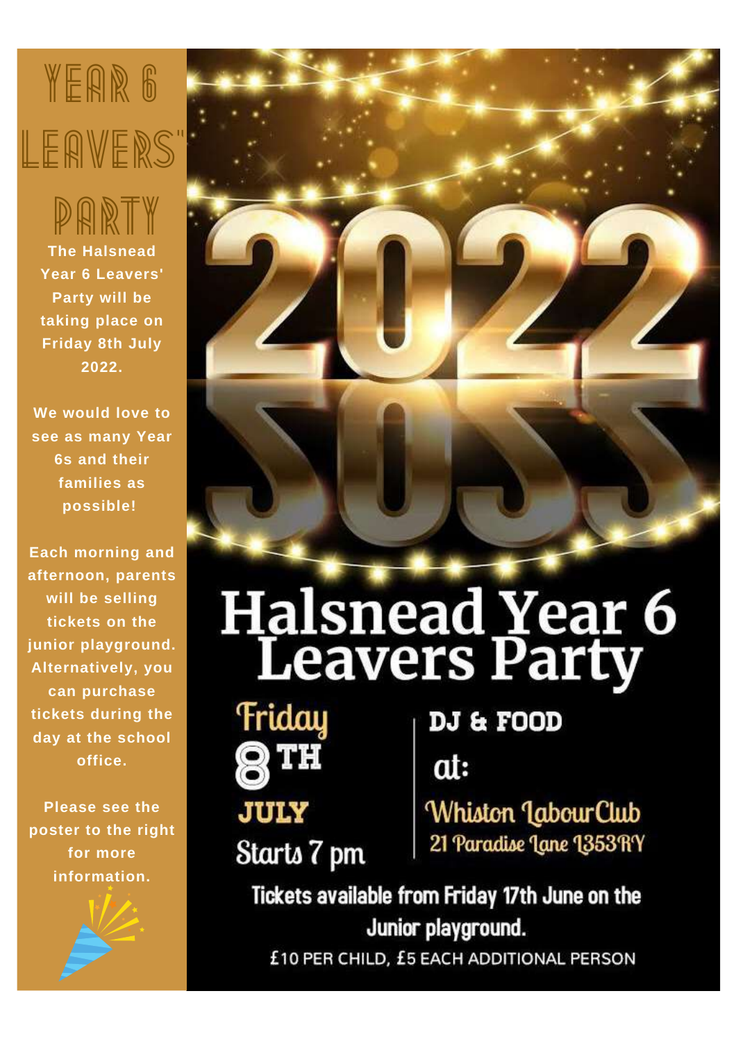# YEAR 6 LEAVERS' PARTY

**The Halsnead Year 6 Leavers' Party will be taking place on Friday 8th July 2022.**

**We would love to see as many Year 6s and their families as possible!**

**Each morning and afternoon, parents will be selling tickets on the junior playground. Alternatively, you can purchase tickets during the day at the school office.**

**Please see the poster to the right for more information.**

2022

# Halsnead Year 6 Leavers Party

Friday 8TH JULY

Starts 7 pm

DJ & FOOD

at:

Whiston Labour Club
21 Paradise Lane L353RY

Tickets available from Friday 17th June on the Junior playground.

£10 PER CHILD, £5 EACH ADDITIONAL PERSON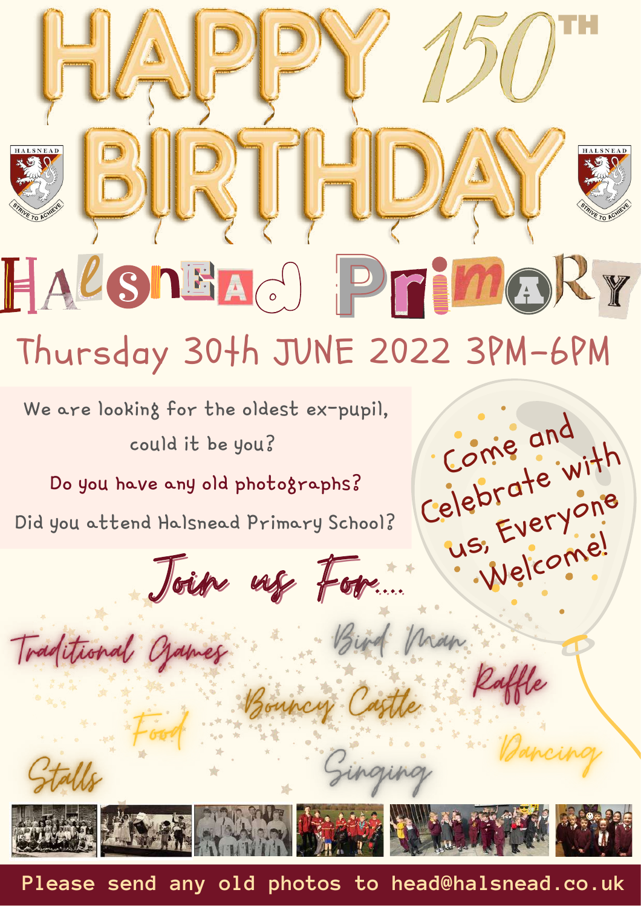# HAPPY 150TH BIRTHDAY

## Halsnead Primary

HALSNEAD — STRIVE TO ACHIEVE

### Thursday 30th JUNE 2022 3PM-6PM

We are looking for the oldest ex-pupil, could it be you?

Do you have any old photographs?

Did you attend Halsnead Primary School?

Come and Celebrate with us, Everyone Welcome!

## Join us For....

- Traditional Games
- Bird Man
- Raffle
- Bouncy Castle
- Food
- Stalls
- Singing
- Dancing

**Please send any old photos to head@halsnead.co.uk**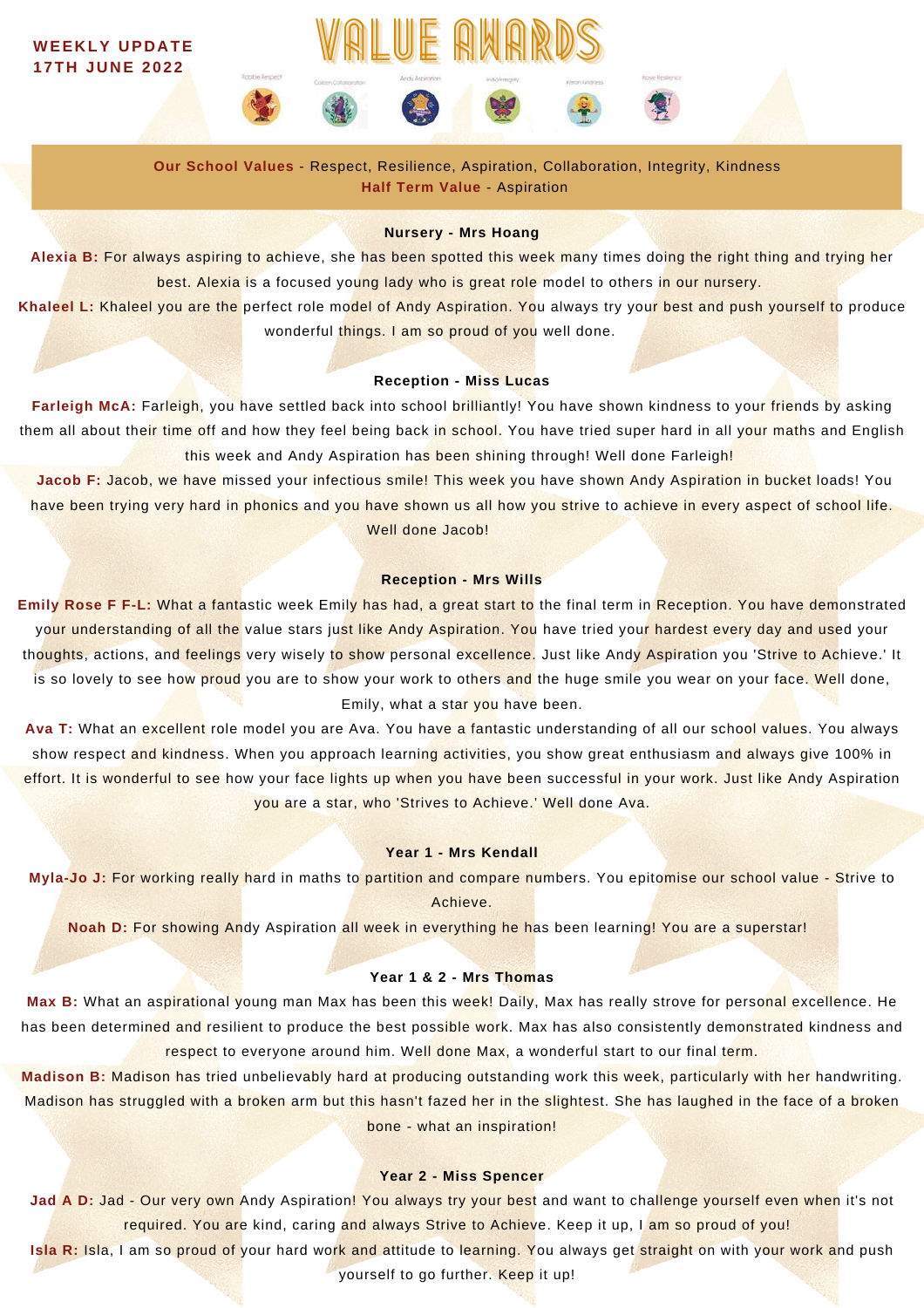**WEEKLY UPDATE**
**17TH JUNE 2022**

# VALUE AWARDS

Robbie Respect · Coleen Collaboration · Andy Aspiration · Indio Integrity · Keiron Kindness · Rosie Resilience

**Our School Values** - Respect, Resilience, Aspiration, Collaboration, Integrity, Kindness
**Half Term Value** - Aspiration

### Nursery - Mrs Hoang

**Alexia B:** For always aspiring to achieve, she has been spotted this week many times doing the right thing and trying her best. Alexia is a focused young lady who is great role model to others in our nursery.

**Khaleel L:** Khaleel you are the perfect role model of Andy Aspiration. You always try your best and push yourself to produce wonderful things. I am so proud of you well done.

### Reception - Miss Lucas

**Farleigh McA:** Farleigh, you have settled back into school brilliantly! You have shown kindness to your friends by asking them all about their time off and how they feel being back in school. You have tried super hard in all your maths and English this week and Andy Aspiration has been shining through! Well done Farleigh!

**Jacob F:** Jacob, we have missed your infectious smile! This week you have shown Andy Aspiration in bucket loads! You have been trying very hard in phonics and you have shown us all how you strive to achieve in every aspect of school life. Well done Jacob!

### Reception - Mrs Wills

**Emily Rose F F-L:** What a fantastic week Emily has had, a great start to the final term in Reception. You have demonstrated your understanding of all the value stars just like Andy Aspiration. You have tried your hardest every day and used your thoughts, actions, and feelings very wisely to show personal excellence. Just like Andy Aspiration you 'Strive to Achieve.' It is so lovely to see how proud you are to show your work to others and the huge smile you wear on your face. Well done, Emily, what a star you have been.

**Ava T:** What an excellent role model you are Ava. You have a fantastic understanding of all our school values. You always show respect and kindness. When you approach learning activities, you show great enthusiasm and always give 100% in effort. It is wonderful to see how your face lights up when you have been successful in your work. Just like Andy Aspiration you are a star, who 'Strives to Achieve.' Well done Ava.

### Year 1 - Mrs Kendall

**Myla-Jo J:** For working really hard in maths to partition and compare numbers. You epitomise our school value - Strive to Achieve.

**Noah D:** For showing Andy Aspiration all week in everything he has been learning! You are a superstar!

### Year 1 & 2 - Mrs Thomas

**Max B:** What an aspirational young man Max has been this week! Daily, Max has really strove for personal excellence. He has been determined and resilient to produce the best possible work. Max has also consistently demonstrated kindness and respect to everyone around him. Well done Max, a wonderful start to our final term.

**Madison B:** Madison has tried unbelievably hard at producing outstanding work this week, particularly with her handwriting. Madison has struggled with a broken arm but this hasn't fazed her in the slightest. She has laughed in the face of a broken bone - what an inspiration!

### Year 2 - Miss Spencer

**Jad A D:** Jad - Our very own Andy Aspiration! You always try your best and want to challenge yourself even when it's not required. You are kind, caring and always Strive to Achieve. Keep it up, I am so proud of you!

**Isla R:** Isla, I am so proud of your hard work and attitude to learning. You always get straight on with your work and push yourself to go further. Keep it up!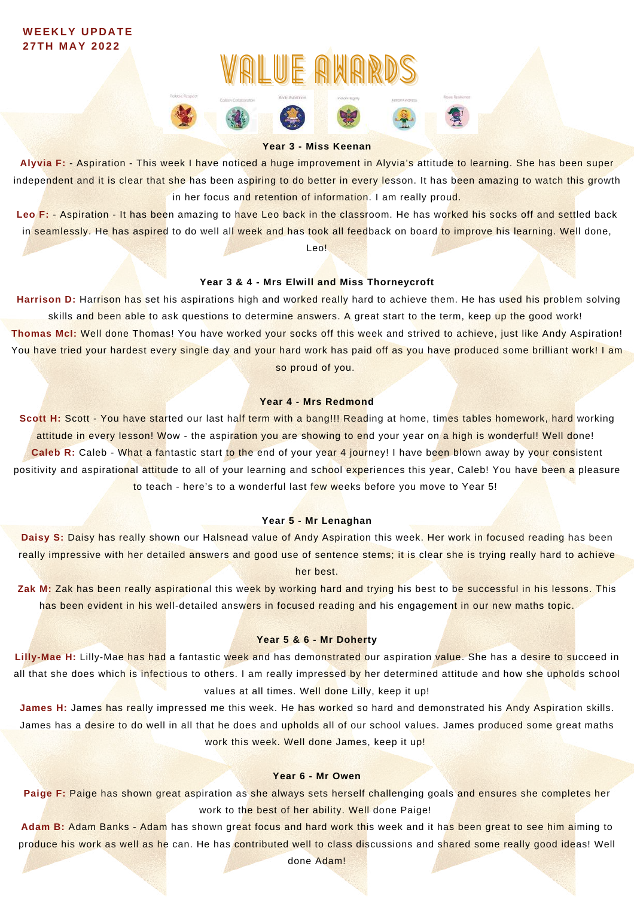WEEKLY UPDATE
27TH MAY 2022

# VALUE AWARDS

Robbie Respect | Colton Collaboration | Andy Aspiration | Indy Integrity | Kieran Kindness | Rosie Resilience

### Year 3 - Miss Keenan

**Alyvia F:** - Aspiration - This week I have noticed a huge improvement in Alyvia's attitude to learning. She has been super independent and it is clear that she has been aspiring to do better in every lesson. It has been amazing to watch this growth in her focus and retention of information. I am really proud.

**Leo F:** - Aspiration - It has been amazing to have Leo back in the classroom. He has worked his socks off and settled back in seamlessly. He has aspired to do well all week and has took all feedback on board to improve his learning. Well done, Leo!

### Year 3 & 4 - Mrs Elwill and Miss Thorneycroft

**Harrison D:** Harrison has set his aspirations high and worked really hard to achieve them. He has used his problem solving skills and been able to ask questions to determine answers. A great start to the term, keep up the good work!

**Thomas McI:** Well done Thomas! You have worked your socks off this week and strived to achieve, just like Andy Aspiration! You have tried your hardest every single day and your hard work has paid off as you have produced some brilliant work! I am so proud of you.

### Year 4 - Mrs Redmond

**Scott H:** Scott - You have started our last half term with a bang!!! Reading at home, times tables homework, hard working attitude in every lesson! Wow - the aspiration you are showing to end your year on a high is wonderful! Well done!

**Caleb R:** Caleb - What a fantastic start to the end of your year 4 journey! I have been blown away by your consistent positivity and aspirational attitude to all of your learning and school experiences this year, Caleb! You have been a pleasure to teach - here's to a wonderful last few weeks before you move to Year 5!

### Year 5 - Mr Lenaghan

**Daisy S:** Daisy has really shown our Halsnead value of Andy Aspiration this week. Her work in focused reading has been really impressive with her detailed answers and good use of sentence stems; it is clear she is trying really hard to achieve her best.

**Zak M:** Zak has been really aspirational this week by working hard and trying his best to be successful in his lessons. This has been evident in his well-detailed answers in focused reading and his engagement in our new maths topic.

### Year 5 & 6 - Mr Doherty

**Lilly-Mae H:** Lilly-Mae has had a fantastic week and has demonstrated our aspiration value. She has a desire to succeed in all that she does which is infectious to others. I am really impressed by her determined attitude and how she upholds school values at all times. Well done Lilly, keep it up!

**James H:** James has really impressed me this week. He has worked so hard and demonstrated his Andy Aspiration skills. James has a desire to do well in all that he does and upholds all of our school values. James produced some great maths work this week. Well done James, keep it up!

### Year 6 - Mr Owen

**Paige F:** Paige has shown great aspiration as she always sets herself challenging goals and ensures she completes her work to the best of her ability. Well done Paige!

**Adam B:** Adam Banks - Adam has shown great focus and hard work this week and it has been great to see him aiming to produce his work as well as he can. He has contributed well to class discussions and shared some really good ideas! Well done Adam!